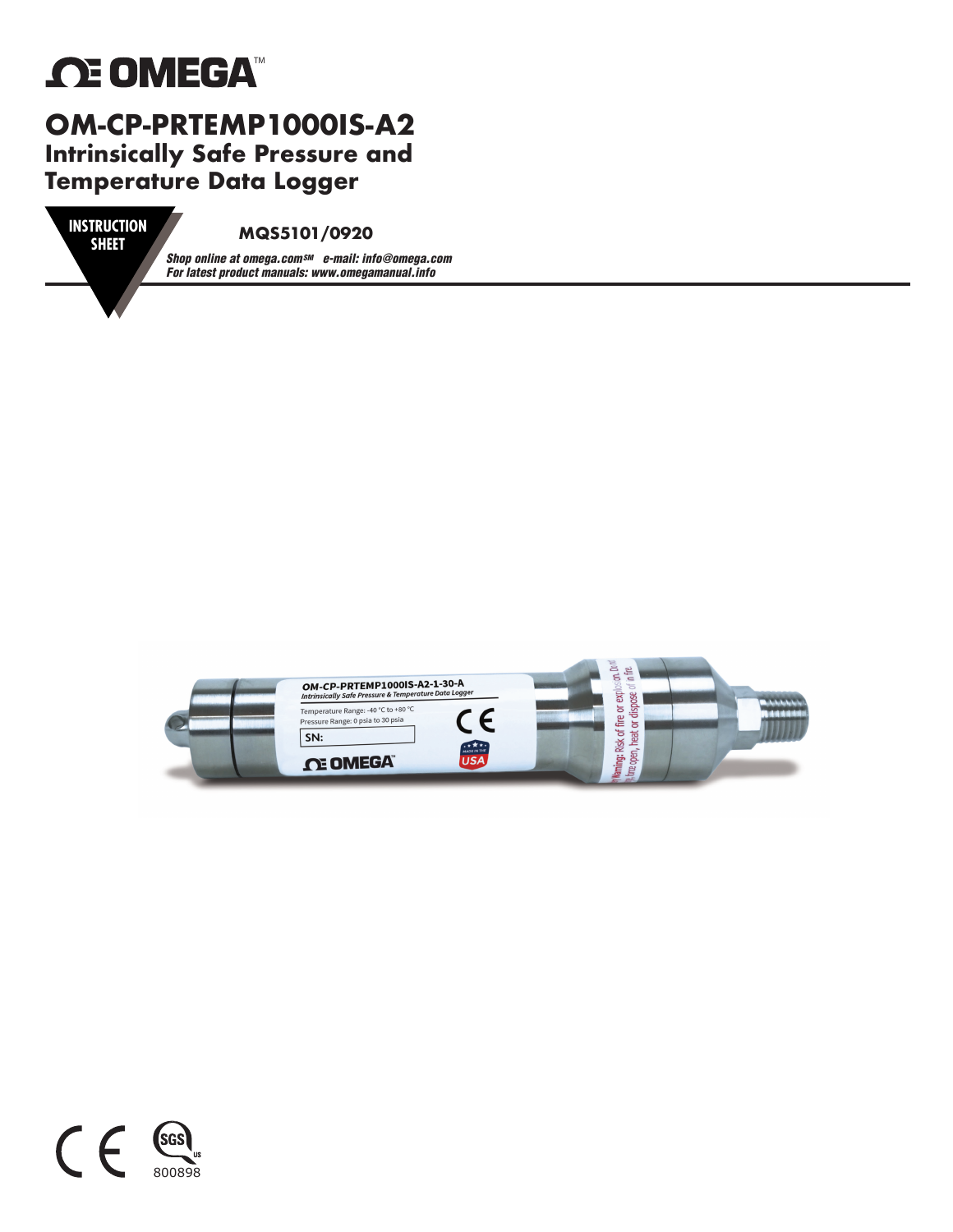# OMEGA™

# OM-CP-PRTEMP1000IS-A2

## Intrinsically Safe Pressure and Temperature Data Logger

**INSTRUCTION SHEET**

**MQS5101/0920**

*Shop online at omega.com℠ e-mail: info@omega.com*
*For latest product manuals: www.omegamanual.info*

800898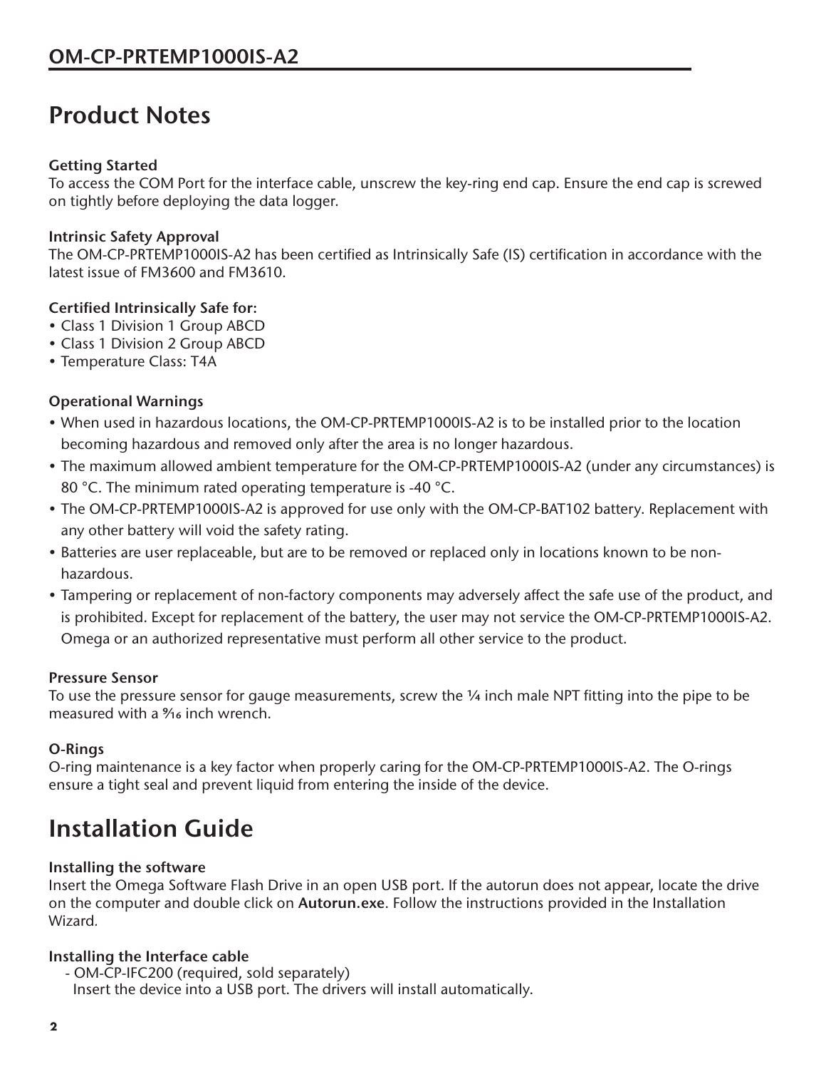# Product Notes

### Getting Started

To access the COM Port for the interface cable, unscrew the key-ring end cap. Ensure the end cap is screwed on tightly before deploying the data logger.

### Intrinsic Safety Approval

The OM-CP-PRTEMP1000IS-A2 has been certified as Intrinsically Safe (IS) certification in accordance with the latest issue of FM3600 and FM3610.

### Certified Intrinsically Safe for:

- Class 1 Division 1 Group ABCD
- Class 1 Division 2 Group ABCD
- Temperature Class: T4A

### Operational Warnings

- When used in hazardous locations, the OM-CP-PRTEMP1000IS-A2 is to be installed prior to the location becoming hazardous and removed only after the area is no longer hazardous.
- The maximum allowed ambient temperature for the OM-CP-PRTEMP1000IS-A2 (under any circumstances) is 80 °C. The minimum rated operating temperature is -40 °C.
- The OM-CP-PRTEMP1000IS-A2 is approved for use only with the OM-CP-BAT102 battery. Replacement with any other battery will void the safety rating.
- Batteries are user replaceable, but are to be removed or replaced only in locations known to be non-hazardous.
- Tampering or replacement of non-factory components may adversely affect the safe use of the product, and is prohibited. Except for replacement of the battery, the user may not service the OM-CP-PRTEMP1000IS-A2. Omega or an authorized representative must perform all other service to the product.

### Pressure Sensor

To use the pressure sensor for gauge measurements, screw the ¼ inch male NPT fitting into the pipe to be measured with a 9⁄16 inch wrench.

### O-Rings

O-ring maintenance is a key factor when properly caring for the OM-CP-PRTEMP1000IS-A2. The O-rings ensure a tight seal and prevent liquid from entering the inside of the device.

# Installation Guide

### Installing the software

Insert the Omega Software Flash Drive in an open USB port. If the autorun does not appear, locate the drive on the computer and double click on **Autorun.exe**. Follow the instructions provided in the Installation Wizard.

### Installing the Interface cable

- OM-CP-IFC200 (required, sold separately)
  Insert the device into a USB port. The drivers will install automatically.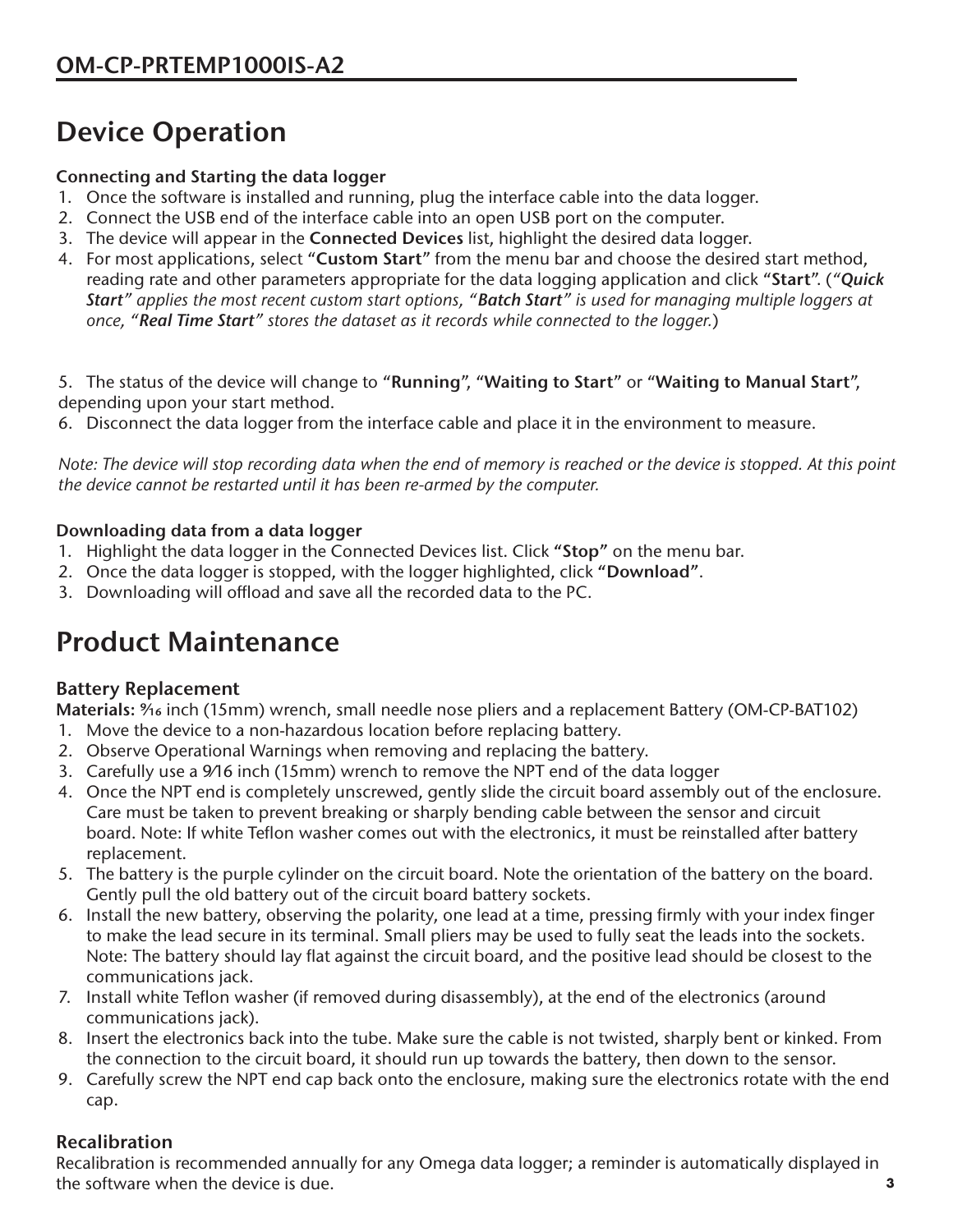# Device Operation

### Connecting and Starting the data logger

1. Once the software is installed and running, plug the interface cable into the data logger.
2. Connect the USB end of the interface cable into an open USB port on the computer.
3. The device will appear in the **Connected Devices** list, highlight the desired data logger.
4. For most applications, select **"Custom Start"** from the menu bar and choose the desired start method, reading rate and other parameters appropriate for the data logging application and click **"Start"**. (*"**Quick Start**" applies the most recent custom start options, "**Batch Start**" is used for managing multiple loggers at once, "**Real Time Start**" stores the dataset as it records while connected to the logger.*)

5. The status of the device will change to **"Running"**, **"Waiting to Start"** or **"Waiting to Manual Start"**, depending upon your start method.
6. Disconnect the data logger from the interface cable and place it in the environment to measure.

*Note: The device will stop recording data when the end of memory is reached or the device is stopped. At this point the device cannot be restarted until it has been re-armed by the computer.*

### Downloading data from a data logger

1. Highlight the data logger in the Connected Devices list. Click **"Stop"** on the menu bar.
2. Once the data logger is stopped, with the logger highlighted, click **"Download"**.
3. Downloading will offload and save all the recorded data to the PC.

# Product Maintenance

### Battery Replacement

**Materials:** 9⁄16 inch (15mm) wrench, small needle nose pliers and a replacement Battery (OM-CP-BAT102)

1. Move the device to a non-hazardous location before replacing battery.
2. Observe Operational Warnings when removing and replacing the battery.
3. Carefully use a 9⁄16 inch (15mm) wrench to remove the NPT end of the data logger
4. Once the NPT end is completely unscrewed, gently slide the circuit board assembly out of the enclosure. Care must be taken to prevent breaking or sharply bending cable between the sensor and circuit board. Note: If white Teflon washer comes out with the electronics, it must be reinstalled after battery replacement.
5. The battery is the purple cylinder on the circuit board. Note the orientation of the battery on the board. Gently pull the old battery out of the circuit board battery sockets.
6. Install the new battery, observing the polarity, one lead at a time, pressing firmly with your index finger to make the lead secure in its terminal. Small pliers may be used to fully seat the leads into the sockets. Note: The battery should lay flat against the circuit board, and the positive lead should be closest to the communications jack.
7. Install white Teflon washer (if removed during disassembly), at the end of the electronics (around communications jack).
8. Insert the electronics back into the tube. Make sure the cable is not twisted, sharply bent or kinked. From the connection to the circuit board, it should run up towards the battery, then down to the sensor.
9. Carefully screw the NPT end cap back onto the enclosure, making sure the electronics rotate with the end cap.

### Recalibration

Recalibration is recommended annually for any Omega data logger; a reminder is automatically displayed in the software when the device is due.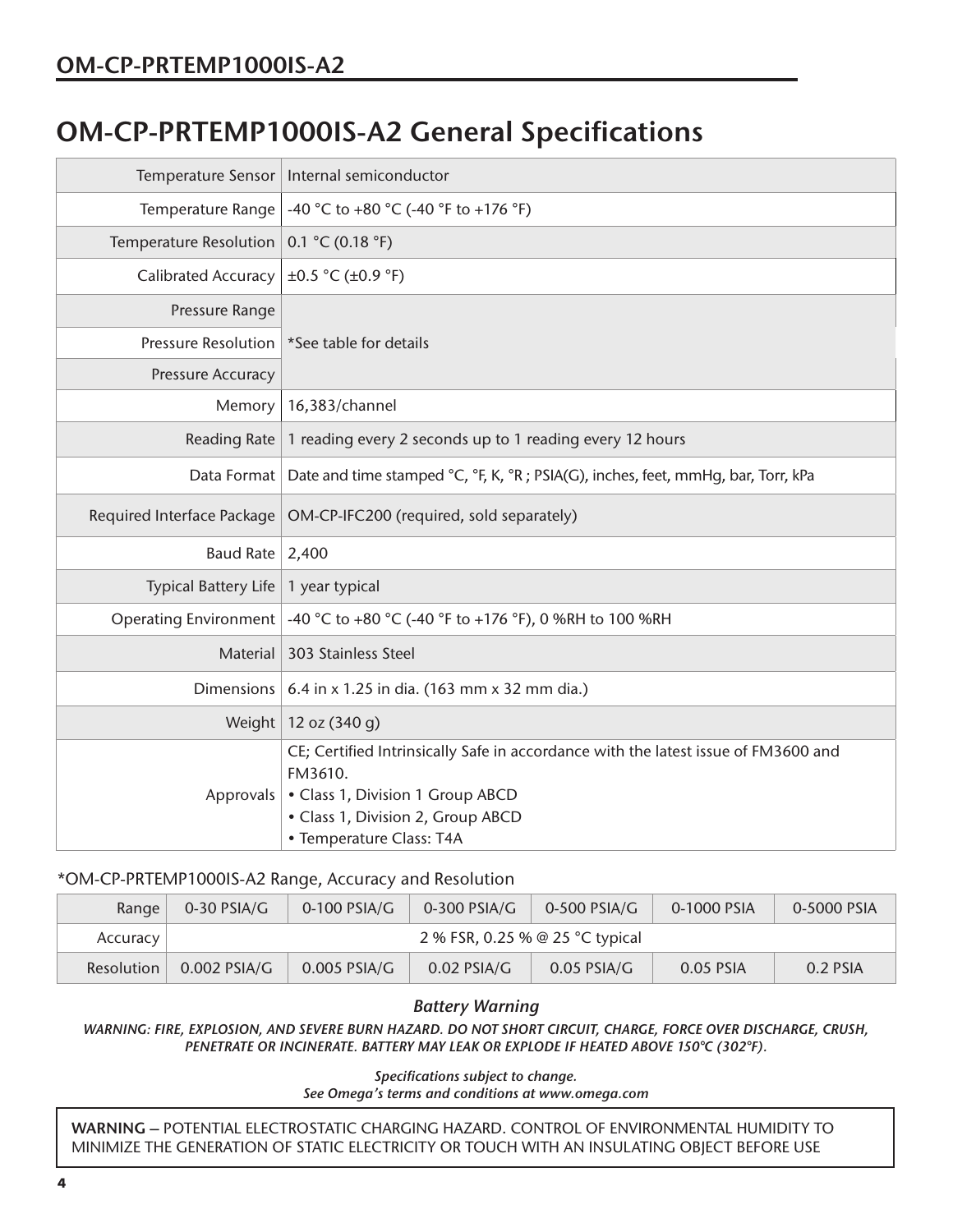# OM-CP-PRTEMP1000IS-A2 General Specifications

| | |
|---|---|
| Temperature Sensor | Internal semiconductor |
| Temperature Range | -40 °C to +80 °C (-40 °F to +176 °F) |
| Temperature Resolution | 0.1 °C (0.18 °F) |
| Calibrated Accuracy | ±0.5 °C (±0.9 °F) |
| Pressure Range | *See table for details |
| Pressure Resolution | |
| Pressure Accuracy | |
| Memory | 16,383/channel |
| Reading Rate | 1 reading every 2 seconds up to 1 reading every 12 hours |
| Data Format | Date and time stamped °C, °F, K, °R ; PSIA(G), inches, feet, mmHg, bar, Torr, kPa |
| Required Interface Package | OM-CP-IFC200 (required, sold separately) |
| Baud Rate | 2,400 |
| Typical Battery Life | 1 year typical |
| Operating Environment | -40 °C to +80 °C (-40 °F to +176 °F), 0 %RH to 100 %RH |
| Material | 303 Stainless Steel |
| Dimensions | 6.4 in x 1.25 in dia. (163 mm x 32 mm dia.) |
| Weight | 12 oz (340 g) |
| Approvals | CE; Certified Intrinsically Safe in accordance with the latest issue of FM3600 and FM3610.<br>• Class 1, Division 1 Group ABCD<br>• Class 1, Division 2, Group ABCD<br>• Temperature Class: T4A |

*OM-CP-PRTEMP1000IS-A2 Range, Accuracy and Resolution

| Range | 0-30 PSIA/G | 0-100 PSIA/G | 0-300 PSIA/G | 0-500 PSIA/G | 0-1000 PSIA | 0-5000 PSIA |
|---|---|---|---|---|---|---|
| Accuracy | 2 % FSR, 0.25 % @ 25 °C typical | | | | | |
| Resolution | 0.002 PSIA/G | 0.005 PSIA/G | 0.02 PSIA/G | 0.05 PSIA/G | 0.05 PSIA | 0.2 PSIA |

***Battery Warning***

***WARNING: FIRE, EXPLOSION, AND SEVERE BURN HAZARD. DO NOT SHORT CIRCUIT, CHARGE, FORCE OVER DISCHARGE, CRUSH, PENETRATE OR INCINERATE. BATTERY MAY LEAK OR EXPLODE IF HEATED ABOVE 150°C (302°F).***

***Specifications subject to change.***
***See Omega's terms and conditions at www.omega.com***

**WARNING –** POTENTIAL ELECTROSTATIC CHARGING HAZARD. CONTROL OF ENVIRONMENTAL HUMIDITY TO MINIMIZE THE GENERATION OF STATIC ELECTRICITY OR TOUCH WITH AN INSULATING OBJECT BEFORE USE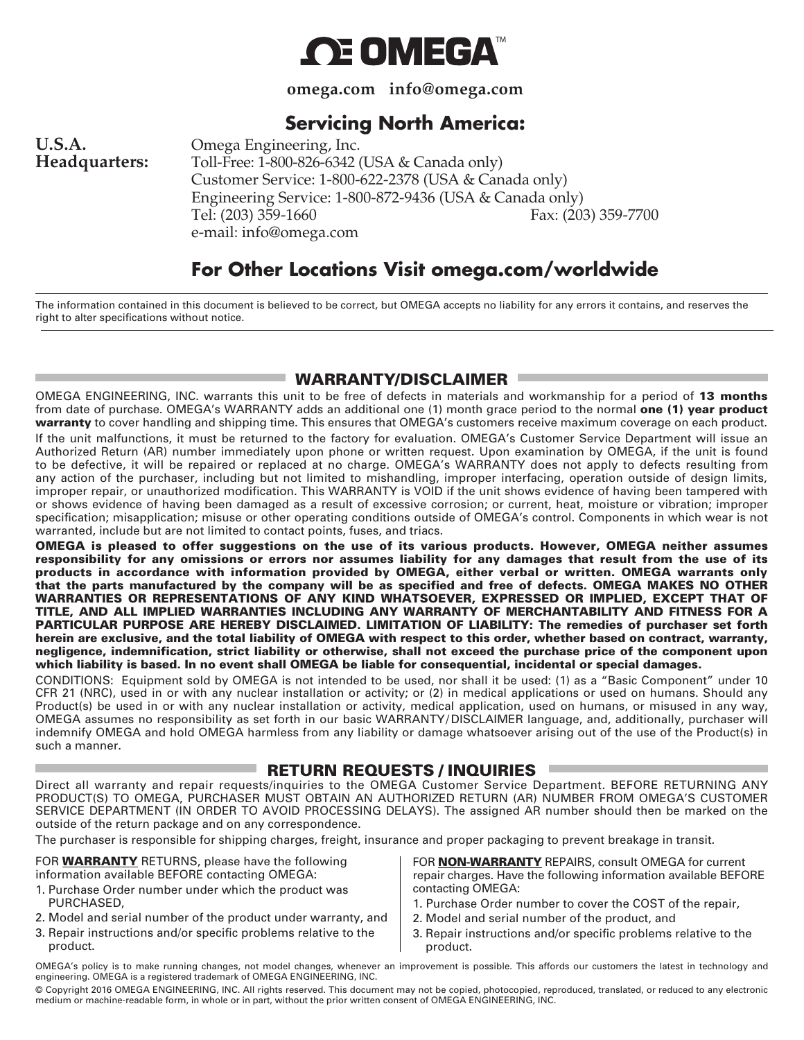# OMEGA™

**omega.com info@omega.com**

## Servicing North America:

**U.S.A. Headquarters:**

Omega Engineering, Inc.
Toll-Free: 1-800-826-6342 (USA & Canada only)
Customer Service: 1-800-622-2378 (USA & Canada only)
Engineering Service: 1-800-872-9436 (USA & Canada only)
Tel: (203) 359-1660 Fax: (203) 359-7700
e-mail: info@omega.com

## For Other Locations Visit omega.com/worldwide

The information contained in this document is believed to be correct, but OMEGA accepts no liability for any errors it contains, and reserves the right to alter specifications without notice.

## WARRANTY/DISCLAIMER

OMEGA ENGINEERING, INC. warrants this unit to be free of defects in materials and workmanship for a period of **13 months** from date of purchase. OMEGA's WARRANTY adds an additional one (1) month grace period to the normal **one (1) year product warranty** to cover handling and shipping time. This ensures that OMEGA's customers receive maximum coverage on each product.

If the unit malfunctions, it must be returned to the factory for evaluation. OMEGA's Customer Service Department will issue an Authorized Return (AR) number immediately upon phone or written request. Upon examination by OMEGA, if the unit is found to be defective, it will be repaired or replaced at no charge. OMEGA's WARRANTY does not apply to defects resulting from any action of the purchaser, including but not limited to mishandling, improper interfacing, operation outside of design limits, improper repair, or unauthorized modification. This WARRANTY is VOID if the unit shows evidence of having been tampered with or shows evidence of having been damaged as a result of excessive corrosion; or current, heat, moisture or vibration; improper specification; misapplication; misuse or other operating conditions outside of OMEGA's control. Components in which wear is not warranted, include but are not limited to contact points, fuses, and triacs.

**OMEGA is pleased to offer suggestions on the use of its various products. However, OMEGA neither assumes responsibility for any omissions or errors nor assumes liability for any damages that result from the use of its products in accordance with information provided by OMEGA, either verbal or written. OMEGA warrants only that the parts manufactured by the company will be as specified and free of defects. OMEGA MAKES NO OTHER WARRANTIES OR REPRESENTATIONS OF ANY KIND WHATSOEVER, EXPRESSED OR IMPLIED, EXCEPT THAT OF TITLE, AND ALL IMPLIED WARRANTIES INCLUDING ANY WARRANTY OF MERCHANTABILITY AND FITNESS FOR A PARTICULAR PURPOSE ARE HEREBY DISCLAIMED. LIMITATION OF LIABILITY: The remedies of purchaser set forth herein are exclusive, and the total liability of OMEGA with respect to this order, whether based on contract, warranty, negligence, indemnification, strict liability or otherwise, shall not exceed the purchase price of the component upon which liability is based. In no event shall OMEGA be liable for consequential, incidental or special damages.**

CONDITIONS: Equipment sold by OMEGA is not intended to be used, nor shall it be used: (1) as a "Basic Component" under 10 CFR 21 (NRC), used in or with any nuclear installation or activity; or (2) in medical applications or used on humans. Should any Product(s) be used in or with any nuclear installation or activity, medical application, used on humans, or misused in any way, OMEGA assumes no responsibility as set forth in our basic WARRANTY/DISCLAIMER language, and, additionally, purchaser will indemnify OMEGA and hold OMEGA harmless from any liability or damage whatsoever arising out of the use of the Product(s) in such a manner.

## RETURN REQUESTS / INQUIRIES

Direct all warranty and repair requests/inquiries to the OMEGA Customer Service Department. BEFORE RETURNING ANY PRODUCT(S) TO OMEGA, PURCHASER MUST OBTAIN AN AUTHORIZED RETURN (AR) NUMBER FROM OMEGA'S CUSTOMER SERVICE DEPARTMENT (IN ORDER TO AVOID PROCESSING DELAYS). The assigned AR number should then be marked on the outside of the return package and on any correspondence.

The purchaser is responsible for shipping charges, freight, insurance and proper packaging to prevent breakage in transit.

FOR **WARRANTY** RETURNS, please have the following information available BEFORE contacting OMEGA:

1. Purchase Order number under which the product was PURCHASED,
2. Model and serial number of the product under warranty, and
3. Repair instructions and/or specific problems relative to the product.

FOR **NON-WARRANTY** REPAIRS, consult OMEGA for current repair charges. Have the following information available BEFORE contacting OMEGA:

1. Purchase Order number to cover the COST of the repair,
2. Model and serial number of the product, and
3. Repair instructions and/or specific problems relative to the product.

OMEGA's policy is to make running changes, not model changes, whenever an improvement is possible. This affords our customers the latest in technology and engineering. OMEGA is a registered trademark of OMEGA ENGINEERING, INC.

© Copyright 2016 OMEGA ENGINEERING, INC. All rights reserved. This document may not be copied, photocopied, reproduced, translated, or reduced to any electronic medium or machine-readable form, in whole or in part, without the prior written consent of OMEGA ENGINEERING, INC.